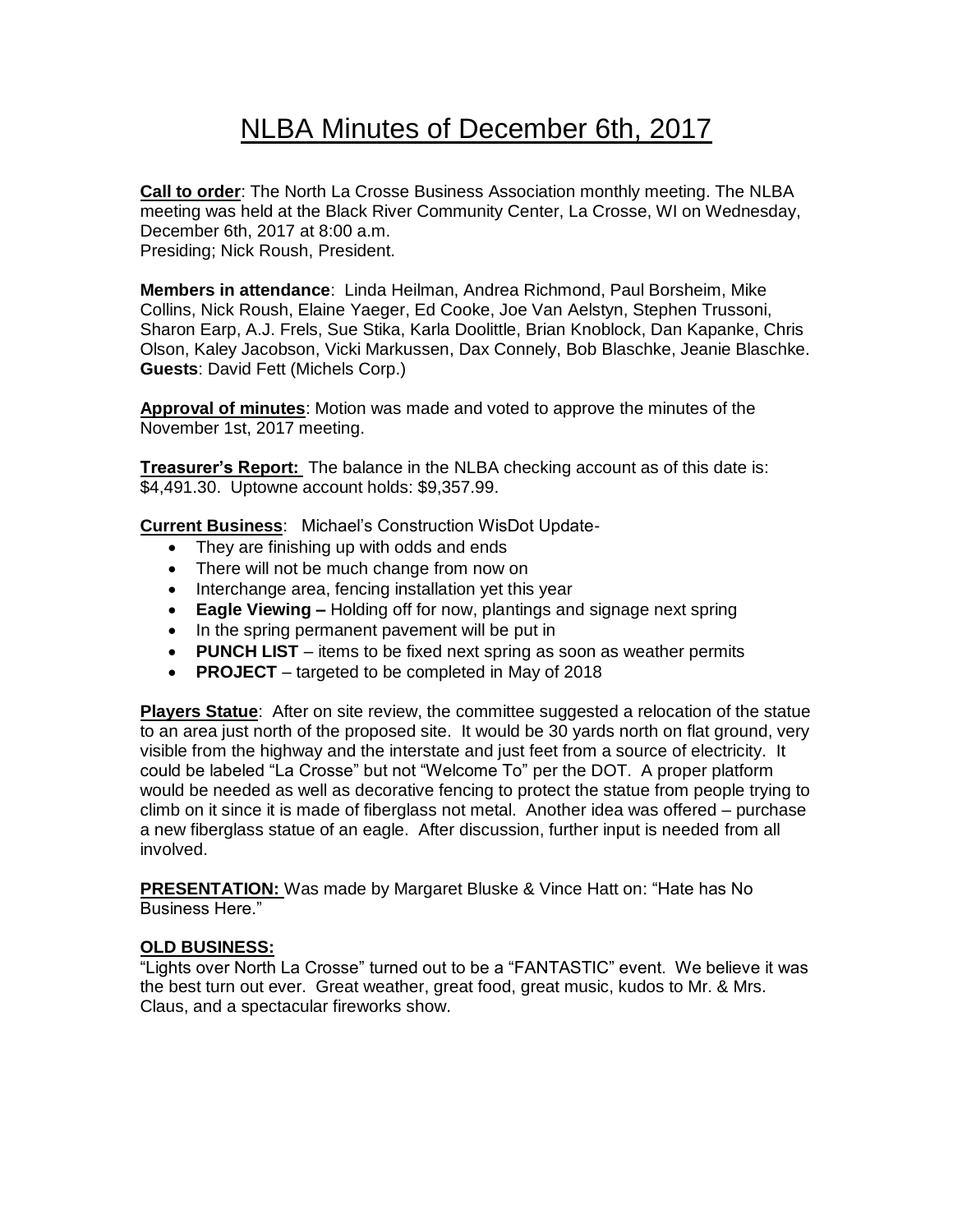# NLBA Minutes of December 6th, 2017

**Call to order**: The North La Crosse Business Association monthly meeting. The NLBA meeting was held at the Black River Community Center, La Crosse, WI on Wednesday, December 6th, 2017 at 8:00 a.m.
Presiding; Nick Roush, President.

**Members in attendance**: Linda Heilman, Andrea Richmond, Paul Borsheim, Mike Collins, Nick Roush, Elaine Yaeger, Ed Cooke, Joe Van Aelstyn, Stephen Trussoni, Sharon Earp, A.J. Frels, Sue Stika, Karla Doolittle, Brian Knoblock, Dan Kapanke, Chris Olson, Kaley Jacobson, Vicki Markussen, Dax Connely, Bob Blaschke, Jeanie Blaschke.
**Guests**: David Fett (Michels Corp.)

**Approval of minutes**: Motion was made and voted to approve the minutes of the November 1st, 2017 meeting.

**Treasurer's Report:** The balance in the NLBA checking account as of this date is: $4,491.30. Uptowne account holds: $9,357.99.

**Current Business**: Michael's Construction WisDot Update-

- They are finishing up with odds and ends
- There will not be much change from now on
- Interchange area, fencing installation yet this year
- **Eagle Viewing –** Holding off for now, plantings and signage next spring
- In the spring permanent pavement will be put in
- **PUNCH LIST** – items to be fixed next spring as soon as weather permits
- **PROJECT** – targeted to be completed in May of 2018

**Players Statue**: After on site review, the committee suggested a relocation of the statue to an area just north of the proposed site. It would be 30 yards north on flat ground, very visible from the highway and the interstate and just feet from a source of electricity. It could be labeled "La Crosse" but not "Welcome To" per the DOT. A proper platform would be needed as well as decorative fencing to protect the statue from people trying to climb on it since it is made of fiberglass not metal. Another idea was offered – purchase a new fiberglass statue of an eagle. After discussion, further input is needed from all involved.

**PRESENTATION:** Was made by Margaret Bluske & Vince Hatt on: "Hate has No Business Here."

**OLD BUSINESS:**
"Lights over North La Crosse" turned out to be a "FANTASTIC" event. We believe it was the best turn out ever. Great weather, great food, great music, kudos to Mr. & Mrs. Claus, and a spectacular fireworks show.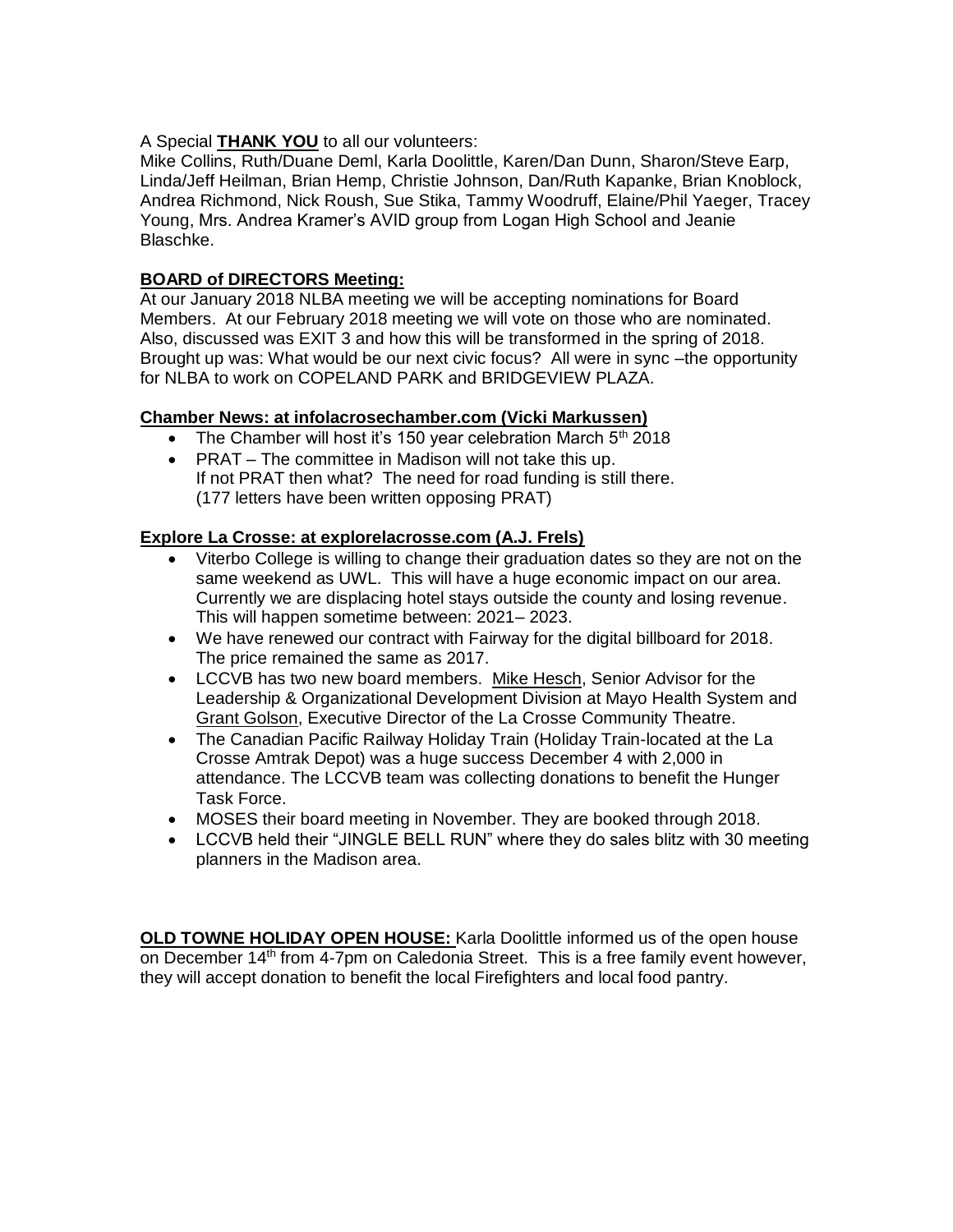A Special **THANK YOU** to all our volunteers:
Mike Collins, Ruth/Duane Deml, Karla Doolittle, Karen/Dan Dunn, Sharon/Steve Earp, Linda/Jeff Heilman, Brian Hemp, Christie Johnson, Dan/Ruth Kapanke, Brian Knoblock, Andrea Richmond, Nick Roush, Sue Stika, Tammy Woodruff, Elaine/Phil Yaeger, Tracey Young, Mrs. Andrea Kramer's AVID group from Logan High School and Jeanie Blaschke.

**BOARD of DIRECTORS Meeting:**
At our January 2018 NLBA meeting we will be accepting nominations for Board Members. At our February 2018 meeting we will vote on those who are nominated. Also, discussed was EXIT 3 and how this will be transformed in the spring of 2018. Brought up was: What would be our next civic focus? All were in sync –the opportunity for NLBA to work on COPELAND PARK and BRIDGEVIEW PLAZA.

**Chamber News: at infolacrosechamber.com (Vicki Markussen)**

- The Chamber will host it's 150 year celebration March 5th 2018
- PRAT – The committee in Madison will not take this up.
  If not PRAT then what? The need for road funding is still there.
  (177 letters have been written opposing PRAT)

**Explore La Crosse: at explorelacrosse.com (A.J. Frels)**

- Viterbo College is willing to change their graduation dates so they are not on the same weekend as UWL. This will have a huge economic impact on our area. Currently we are displacing hotel stays outside the county and losing revenue. This will happen sometime between: 2021– 2023.
- We have renewed our contract with Fairway for the digital billboard for 2018. The price remained the same as 2017.
- LCCVB has two new board members. Mike Hesch, Senior Advisor for the Leadership & Organizational Development Division at Mayo Health System and Grant Golson, Executive Director of the La Crosse Community Theatre.
- The Canadian Pacific Railway Holiday Train (Holiday Train-located at the La Crosse Amtrak Depot) was a huge success December 4 with 2,000 in attendance. The LCCVB team was collecting donations to benefit the Hunger Task Force.
- MOSES their board meeting in November. They are booked through 2018.
- LCCVB held their "JINGLE BELL RUN" where they do sales blitz with 30 meeting planners in the Madison area.

**OLD TOWNE HOLIDAY OPEN HOUSE:** Karla Doolittle informed us of the open house on December 14th from 4-7pm on Caledonia Street. This is a free family event however, they will accept donation to benefit the local Firefighters and local food pantry.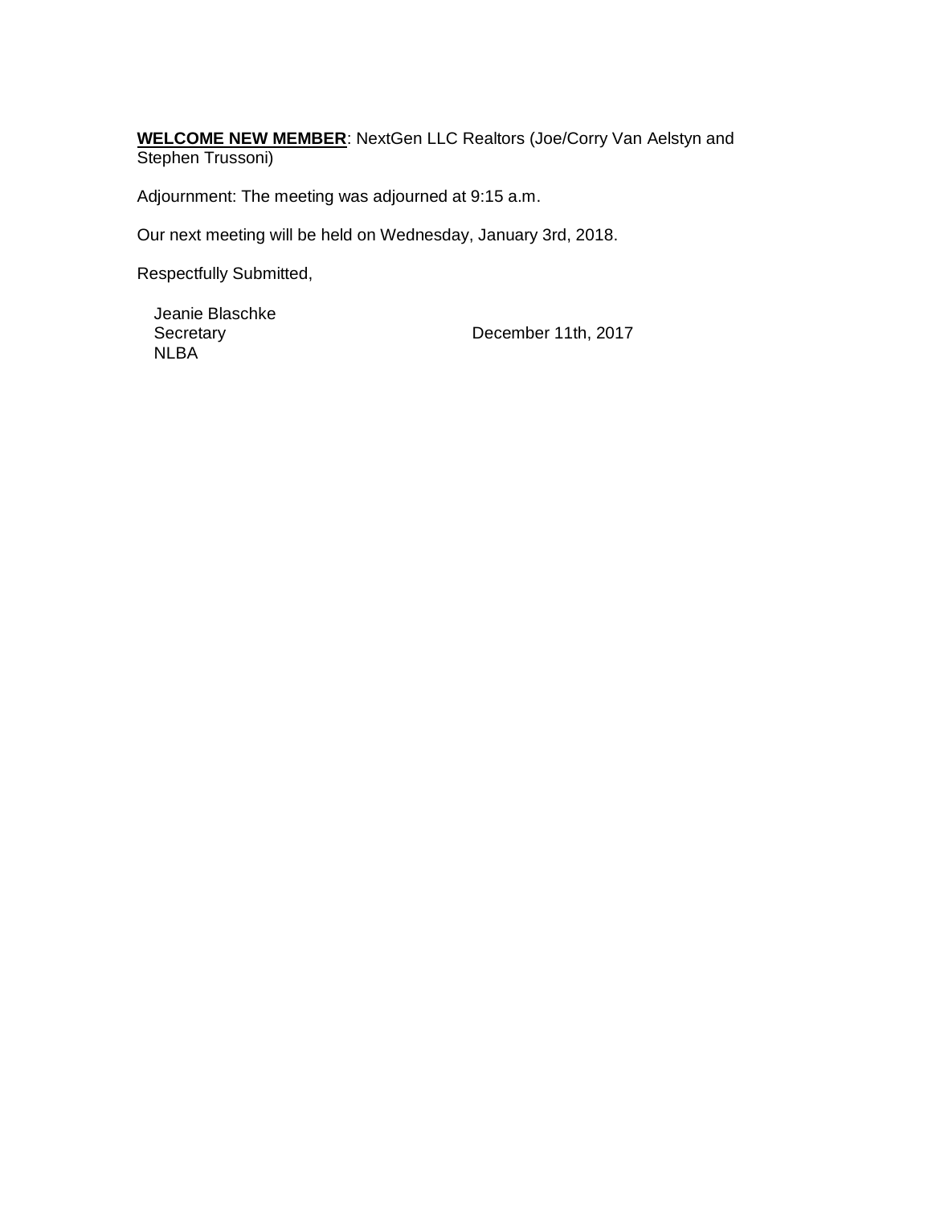<u>**WELCOME NEW MEMBER**</u>: NextGen LLC Realtors (Joe/Corry Van Aelstyn and Stephen Trussoni)

Adjournment: The meeting was adjourned at 9:15 a.m.

Our next meeting will be held on Wednesday, January 3rd, 2018.

Respectfully Submitted,

Jeanie Blaschke
Secretary
NLBA

December 11th, 2017